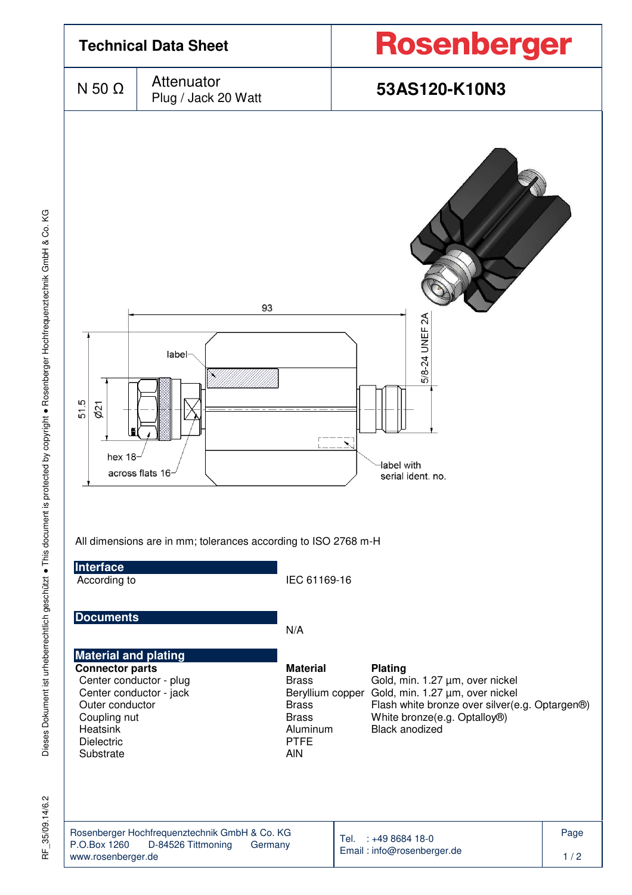# Technical Data Sheet

**Rosenberger**

| N 50 Ω | Attenuator Plug / Jack 20 Watt | **53AS120-K10N3** |
|---|---|---|

93

label

51.5

Ø21

hex 18

across flats 16

5/8-24 UNEF 2A

label with serial ident. no.

All dimensions are in mm; tolerances according to ISO 2768 m-H

## Interface

According to IEC 61169-16

## Documents

N/A

## Material and plating

| Connector parts | Material | Plating |
|---|---|---|
| Center conductor - plug | Brass | Gold, min. 1.27 µm, over nickel |
| Center conductor - jack | Beryllium copper | Gold, min. 1.27 µm, over nickel |
| Outer conductor | Brass | Flash white bronze over silver(e.g. Optargen®) |
| Coupling nut | Brass | White bronze(e.g. Optalloy®) |
| Heatsink | Aluminum | Black anodized |
| Dielectric | PTFE | |
| Substrate | AlN | |

Rosenberger Hochfrequenztechnik GmbH & Co. KG
P.O.Box 1260 D-84526 Tittmoning Germany
www.rosenberger.de

Tel. : +49 8684 18-0
Email : info@rosenberger.de

RF_35/09.14/6.2

Dieses Dokument ist urheberrechtlich geschützt ● This document is protected by copyright ● Rosenberger Hochfrequenztechnik GmbH & Co. KG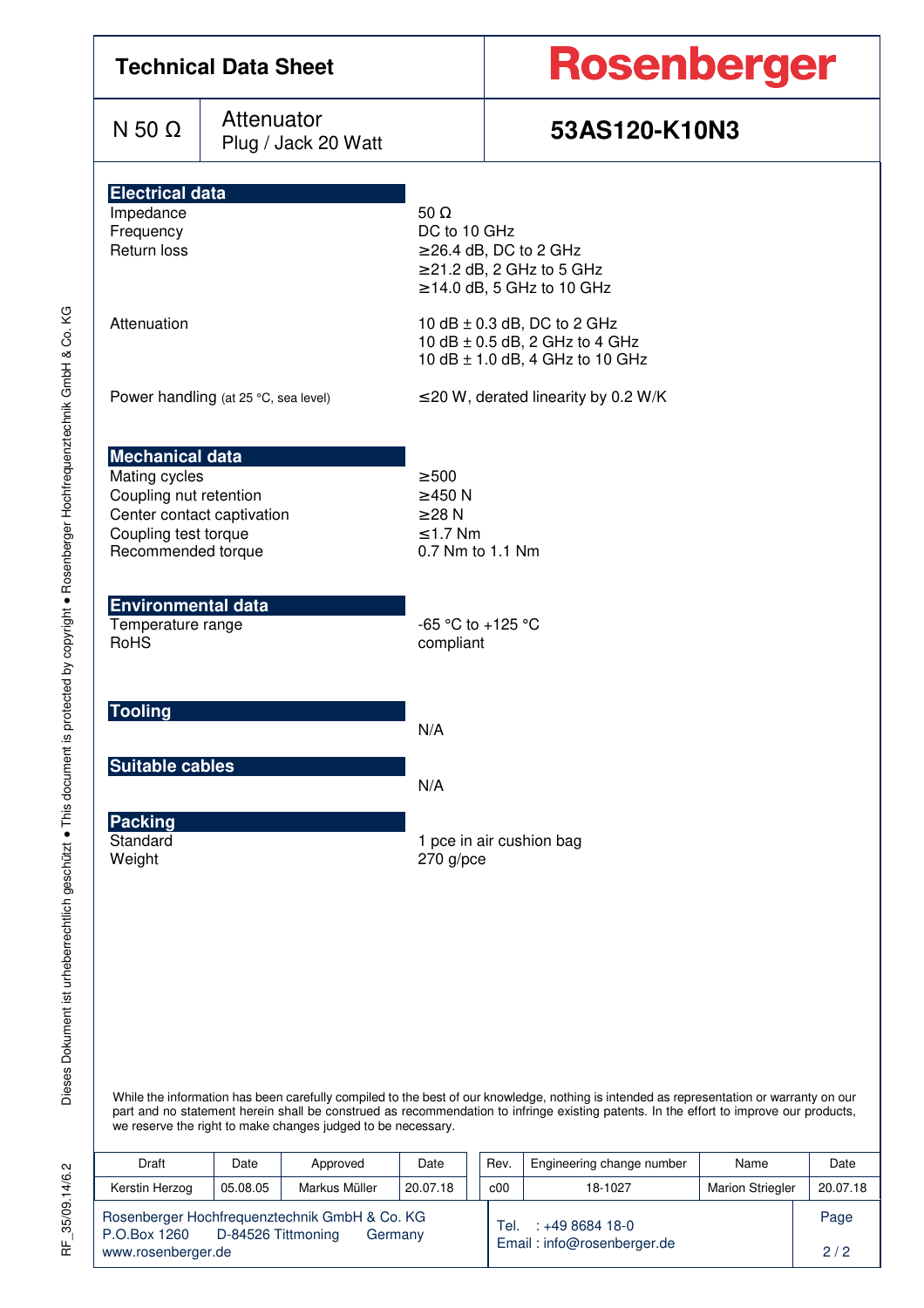# Technical Data Sheet

**Rosenberger**

| | | |
|---|---|---|
| N 50 Ω | Attenuator<br>Plug / Jack 20 Watt | **53AS120-K10N3** |

## Electrical data

| | |
|---|---|
| Impedance | 50 Ω |
| Frequency | DC to 10 GHz |
| Return loss | ≥26.4 dB, DC to 2 GHz<br>≥21.2 dB, 2 GHz to 5 GHz<br>≥14.0 dB, 5 GHz to 10 GHz |
| Attenuation | 10 dB ± 0.3 dB, DC to 2 GHz<br>10 dB ± 0.5 dB, 2 GHz to 4 GHz<br>10 dB ± 1.0 dB, 4 GHz to 10 GHz |
| Power handling (at 25 °C, sea level) | ≤20 W, derated linearity by 0.2 W/K |

## Mechanical data

| | |
|---|---|
| Mating cycles | ≥500 |
| Coupling nut retention | ≥450 N |
| Center contact captivation | ≥28 N |
| Coupling test torque | ≤1.7 Nm |
| Recommended torque | 0.7 Nm to 1.1 Nm |

## Environmental data

| | |
|---|---|
| Temperature range | -65 °C to +125 °C |
| RoHS | compliant |

## Tooling

N/A

## Suitable cables

N/A

## Packing

| | |
|---|---|
| Standard | 1 pce in air cushion bag |
| Weight | 270 g/pce |

While the information has been carefully compiled to the best of our knowledge, nothing is intended as representation or warranty on our part and no statement herein shall be construed as recommendation to infringe existing patents. In the effort to improve our products, we reserve the right to make changes judged to be necessary.

| Draft | Date | Approved | Date | Rev. | Engineering change number | Name | Date |
|---|---|---|---|---|---|---|---|
| Kerstin Herzog | 05.08.05 | Markus Müller | 20.07.18 | c00 | 18-1027 | Marion Striegler | 20.07.18 |

Rosenberger Hochfrequenztechnik GmbH & Co. KG
P.O.Box 1260 D-84526 Tittmoning Germany
www.rosenberger.de

Tel. : +49 8684 18-0
Email : info@rosenberger.de

Dieses Dokument ist urheberrechtlich geschützt ● This document is protected by copyright ● Rosenberger Hochfrequenztechnik GmbH & Co. KG

RF_35/09.14/6.2